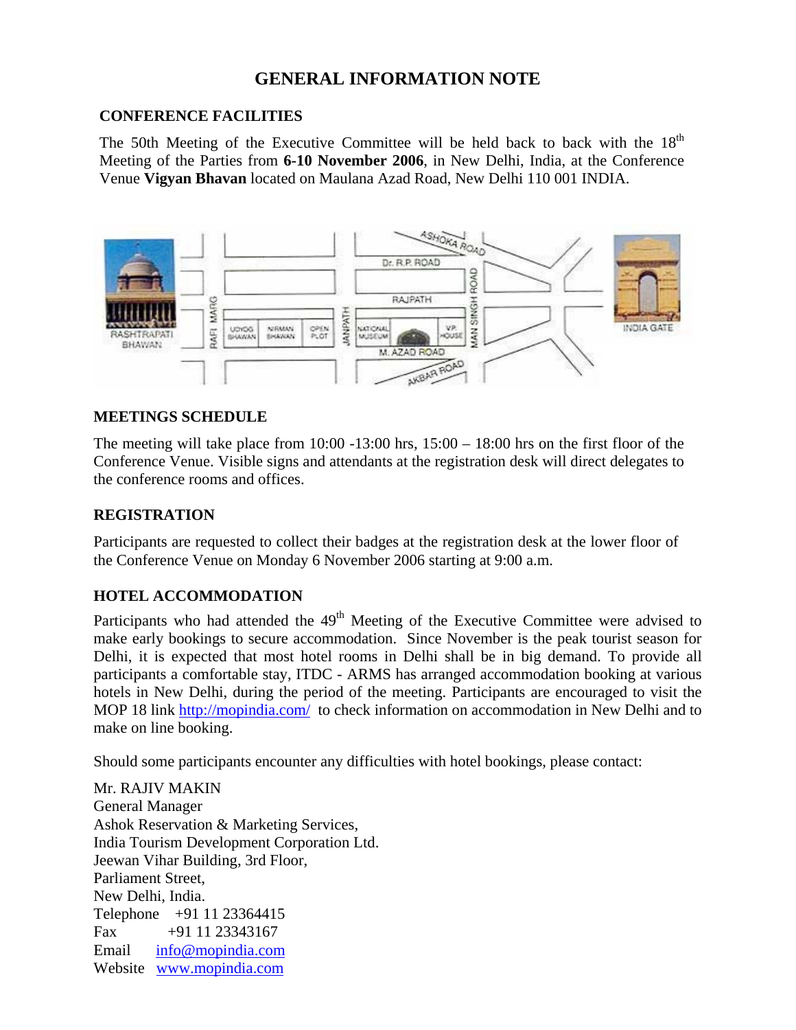# GENERAL INFORMATION NOTE

## CONFERENCE FACILITIES

The 50th Meeting of the Executive Committee will be held back to back with the 18th Meeting of the Parties from **6-10 November 2006**, in New Delhi, India, at the Conference Venue **Vigyan Bhavan** located on Maulana Azad Road, New Delhi 110 001 INDIA.

## MEETINGS SCHEDULE

The meeting will take place from 10:00 -13:00 hrs, 15:00 – 18:00 hrs on the first floor of the Conference Venue. Visible signs and attendants at the registration desk will direct delegates to the conference rooms and offices.

## REGISTRATION

Participants are requested to collect their badges at the registration desk at the lower floor of the Conference Venue on Monday 6 November 2006 starting at 9:00 a.m.

## HOTEL ACCOMMODATION

Participants who had attended the 49th Meeting of the Executive Committee were advised to make early bookings to secure accommodation. Since November is the peak tourist season for Delhi, it is expected that most hotel rooms in Delhi shall be in big demand. To provide all participants a comfortable stay, ITDC - ARMS has arranged accommodation booking at various hotels in New Delhi, during the period of the meeting. Participants are encouraged to visit the MOP 18 link http://mopindia.com/ to check information on accommodation in New Delhi and to make on line booking.

Should some participants encounter any difficulties with hotel bookings, please contact:

Mr. RAJIV MAKIN
General Manager
Ashok Reservation & Marketing Services,
India Tourism Development Corporation Ltd.
Jeewan Vihar Building, 3rd Floor,
Parliament Street,
New Delhi, India.
Telephone +91 11 23364415
Fax +91 11 23343167
Email info@mopindia.com
Website www.mopindia.com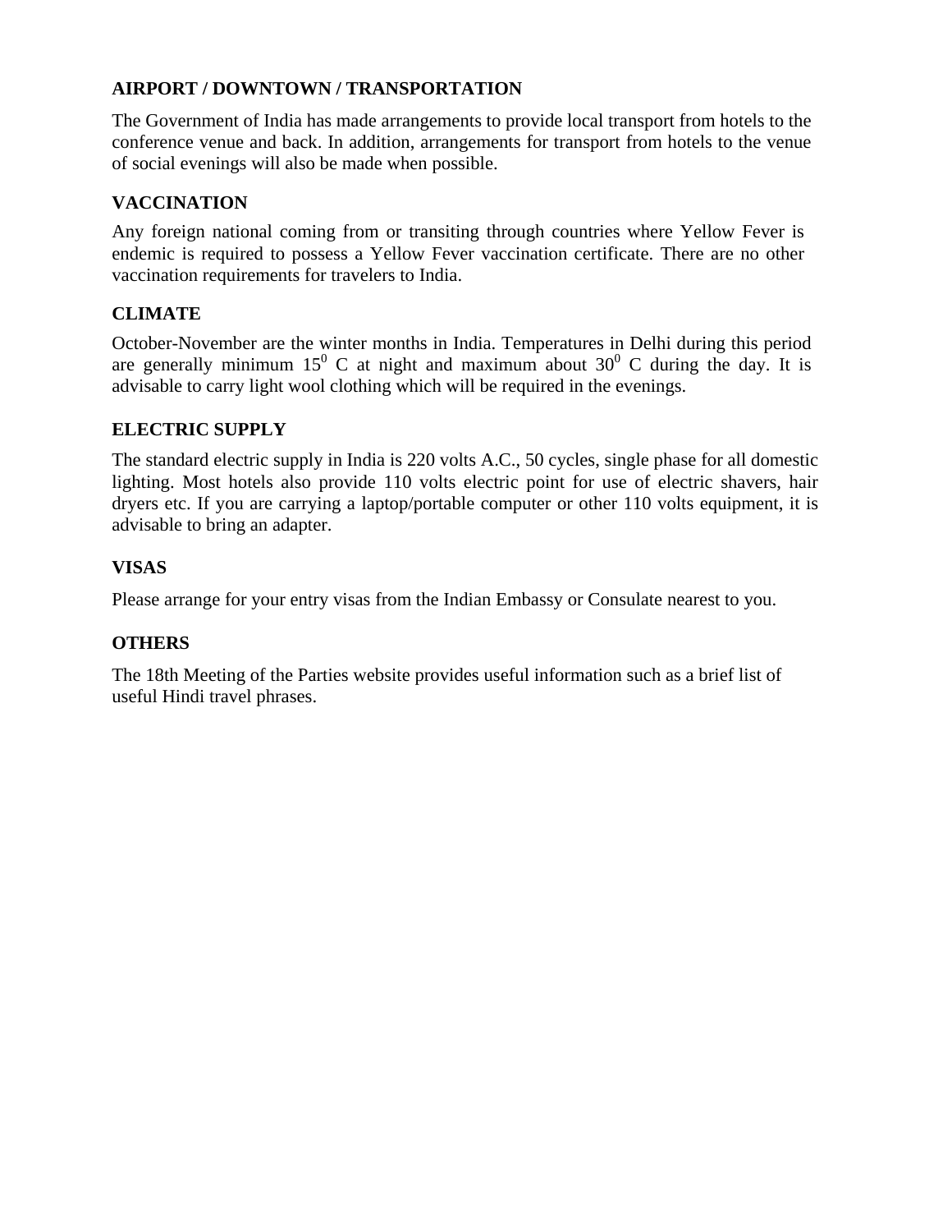## AIRPORT / DOWNTOWN / TRANSPORTATION

The Government of India has made arrangements to provide local transport from hotels to the conference venue and back. In addition, arrangements for transport from hotels to the venue of social evenings will also be made when possible.

## VACCINATION

Any foreign national coming from or transiting through countries where Yellow Fever is endemic is required to possess a Yellow Fever vaccination certificate. There are no other vaccination requirements for travelers to India.

## CLIMATE

October-November are the winter months in India. Temperatures in Delhi during this period are generally minimum $15^0$ C at night and maximum about $30^0$ C during the day. It is advisable to carry light wool clothing which will be required in the evenings.

## ELECTRIC SUPPLY

The standard electric supply in India is 220 volts A.C., 50 cycles, single phase for all domestic lighting. Most hotels also provide 110 volts electric point for use of electric shavers, hair dryers etc. If you are carrying a laptop/portable computer or other 110 volts equipment, it is advisable to bring an adapter.

## VISAS

Please arrange for your entry visas from the Indian Embassy or Consulate nearest to you.

## OTHERS

The 18th Meeting of the Parties website provides useful information such as a brief list of useful Hindi travel phrases.